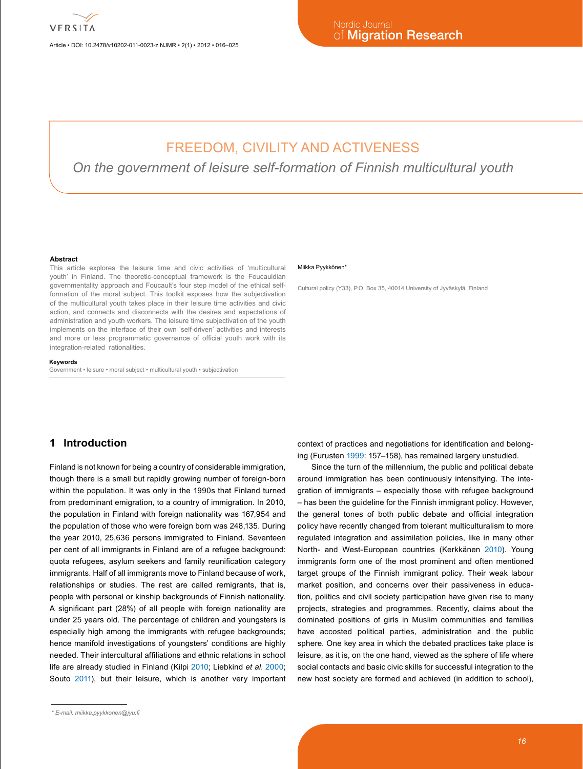# FREEDOM, CIVILITY AND ACTIVENESS

*On the government of leisure self-formation of Finnish multicultural youth*

Miikka Pyykkönen*

Cultural policy (Y33), P.O. Box 35, 40014 University of Jyväskylä, Finland

**Abstract**

This article explores the leisure time and civic activities of 'multicultural youth' in Finland. The theoretic-conceptual framework is the Foucauldian governmentality approach and Foucault's four step model of the ethical self-formation of the moral subject. This toolkit exposes how the subjectivation of the multicultural youth takes place in their leisure time activities and civic action, and connects and disconnects with the desires and expectations of administration and youth workers. The leisure time subjectivation of the youth implements on the interface of their own 'self-driven' activities and interests and more or less programmatic governance of official youth work with its integration-related rationalities.

**Keywords**

Government • leisure • moral subject • multicultural youth • subjectivation

## 1 Introduction

Finland is not known for being a country of considerable immigration, though there is a small but rapidly growing number of foreign-born within the population. It was only in the 1990s that Finland turned from predominant emigration, to a country of immigration. In 2010, the population in Finland with foreign nationality was 167,954 and the population of those who were foreign born was 248,135. During the year 2010, 25,636 persons immigrated to Finland. Seventeen per cent of all immigrants in Finland are of a refugee background: quota refugees, asylum seekers and family reunification category immigrants. Half of all immigrants move to Finland because of work, relationships or studies. The rest are called remigrants, that is, people with personal or kinship backgrounds of Finnish nationality. A significant part (28%) of all people with foreign nationality are under 25 years old. The percentage of children and youngsters is especially high among the immigrants with refugee backgrounds; hence manifold investigations of youngsters' conditions are highly needed. Their intercultural affiliations and ethnic relations in school life are already studied in Finland (Kilpi 2010; Liebkind *et al.* 2000; Souto 2011), but their leisure, which is another very important context of practices and negotiations for identification and belonging (Furusten 1999: 157–158), has remained largery unstudied.

Since the turn of the millennium, the public and political debate around immigration has been continuously intensifying. The integration of immigrants – especially those with refugee background – has been the guideline for the Finnish immigrant policy. However, the general tones of both public debate and official integration policy have recently changed from tolerant multiculturalism to more regulated integration and assimilation policies, like in many other North- and West-European countries (Kerkkänen 2010). Young immigrants form one of the most prominent and often mentioned target groups of the Finnish immigrant policy. Their weak labour market position, and concerns over their passiveness in education, politics and civil society participation have given rise to many projects, strategies and programmes. Recently, claims about the dominated positions of girls in Muslim communities and families have accosted political parties, administration and the public sphere. One key area in which the debated practices take place is leisure, as it is, on the one hand, viewed as the sphere of life where social contacts and basic civic skills for successful integration to the new host society are formed and achieved (in addition to school),

\* E-mail: miikka.pyykkonen@jyu.fi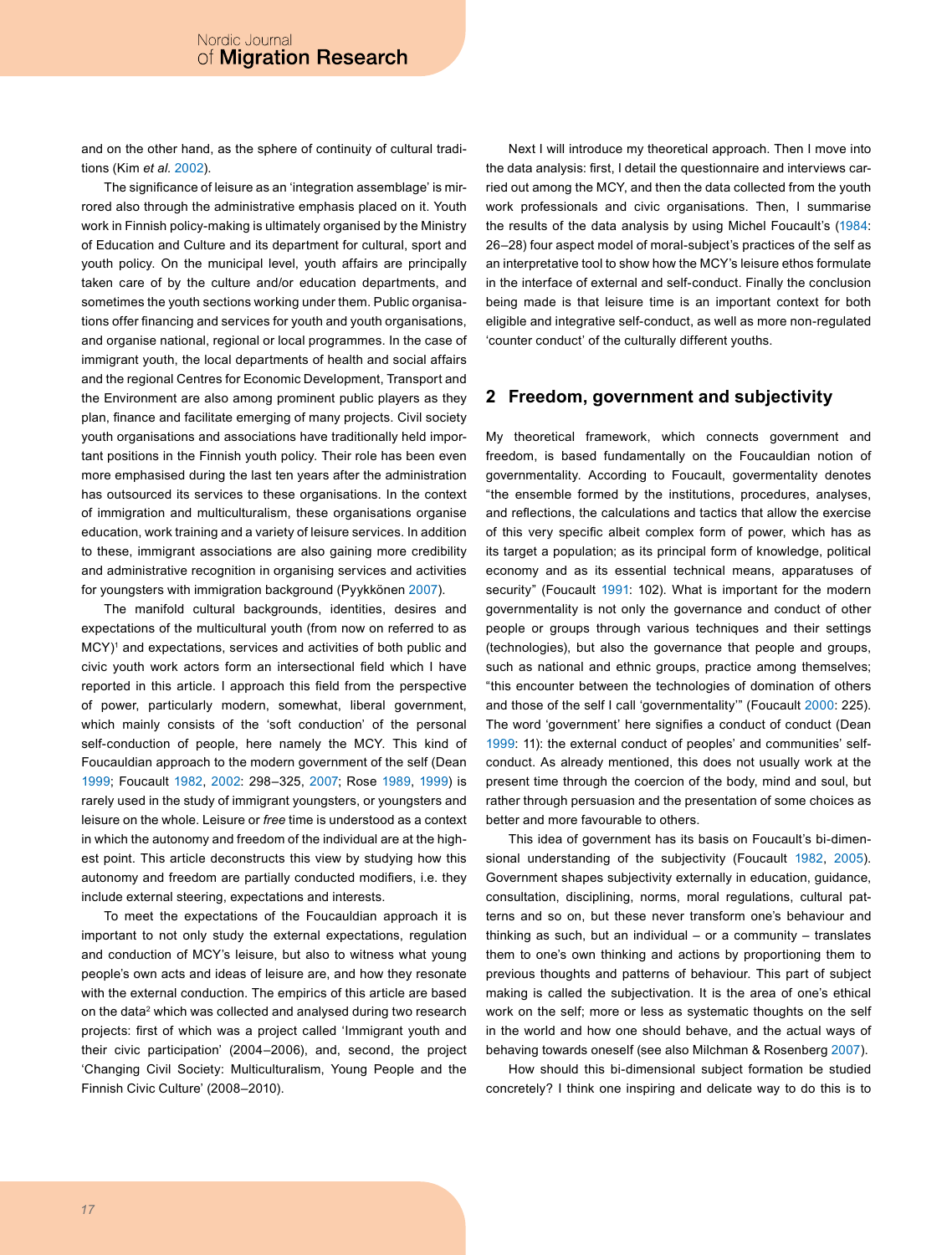and on the other hand, as the sphere of continuity of cultural traditions (Kim *et al.* 2002).

The significance of leisure as an 'integration assemblage' is mirrored also through the administrative emphasis placed on it. Youth work in Finnish policy-making is ultimately organised by the Ministry of Education and Culture and its department for cultural, sport and youth policy. On the municipal level, youth affairs are principally taken care of by the culture and/or education departments, and sometimes the youth sections working under them. Public organisations offer financing and services for youth and youth organisations, and organise national, regional or local programmes. In the case of immigrant youth, the local departments of health and social affairs and the regional Centres for Economic Development, Transport and the Environment are also among prominent public players as they plan, finance and facilitate emerging of many projects. Civil society youth organisations and associations have traditionally held important positions in the Finnish youth policy. Their role has been even more emphasised during the last ten years after the administration has outsourced its services to these organisations. In the context of immigration and multiculturalism, these organisations organise education, work training and a variety of leisure services. In addition to these, immigrant associations are also gaining more credibility and administrative recognition in organising services and activities for youngsters with immigration background (Pyykkönen 2007).

The manifold cultural backgrounds, identities, desires and expectations of the multicultural youth (from now on referred to as MCY)[1] and expectations, services and activities of both public and civic youth work actors form an intersectional field which I have reported in this article. I approach this field from the perspective of power, particularly modern, somewhat, liberal government, which mainly consists of the 'soft conduction' of the personal self-conduction of people, here namely the MCY. This kind of Foucauldian approach to the modern government of the self (Dean 1999; Foucault 1982, 2002: 298–325, 2007; Rose 1989, 1999) is rarely used in the study of immigrant youngsters, or youngsters and leisure on the whole. Leisure or *free* time is understood as a context in which the autonomy and freedom of the individual are at the highest point. This article deconstructs this view by studying how this autonomy and freedom are partially conducted modifiers, i.e. they include external steering, expectations and interests.

To meet the expectations of the Foucauldian approach it is important to not only study the external expectations, regulation and conduction of MCY's leisure, but also to witness what young people's own acts and ideas of leisure are, and how they resonate with the external conduction. The empirics of this article are based on the data[2] which was collected and analysed during two research projects: first of which was a project called 'Immigrant youth and their civic participation' (2004–2006), and, second, the project 'Changing Civil Society: Multiculturalism, Young People and the Finnish Civic Culture' (2008–2010).

Next I will introduce my theoretical approach. Then I move into the data analysis: first, I detail the questionnaire and interviews carried out among the MCY, and then the data collected from the youth work professionals and civic organisations. Then, I summarise the results of the data analysis by using Michel Foucault's (1984: 26–28) four aspect model of moral-subject's practices of the self as an interpretative tool to show how the MCY's leisure ethos formulate in the interface of external and self-conduct. Finally the conclusion being made is that leisure time is an important context for both eligible and integrative self-conduct, as well as more non-regulated 'counter conduct' of the culturally different youths.

## 2 Freedom, government and subjectivity

My theoretical framework, which connects government and freedom, is based fundamentally on the Foucauldian notion of governmentality. According to Foucault, governmentality denotes "the ensemble formed by the institutions, procedures, analyses, and reflections, the calculations and tactics that allow the exercise of this very specific albeit complex form of power, which has as its target a population; as its principal form of knowledge, political economy and as its essential technical means, apparatuses of security" (Foucault 1991: 102). What is important for the modern governmentality is not only the governance and conduct of other people or groups through various techniques and their settings (technologies), but also the governance that people and groups, such as national and ethnic groups, practice among themselves; "this encounter between the technologies of domination of others and those of the self I call 'governmentality'" (Foucault 2000: 225). The word 'government' here signifies a conduct of conduct (Dean 1999: 11): the external conduct of peoples' and communities' self-conduct. As already mentioned, this does not usually work at the present time through the coercion of the body, mind and soul, but rather through persuasion and the presentation of some choices as better and more favourable to others.

This idea of government has its basis on Foucault's bi-dimensional understanding of the subjectivity (Foucault 1982, 2005). Government shapes subjectivity externally in education, guidance, consultation, disciplining, norms, moral regulations, cultural patterns and so on, but these never transform one's behaviour and thinking as such, but an individual – or a community – translates them to one's own thinking and actions by proportioning them to previous thoughts and patterns of behaviour. This part of subject making is called the subjectivation. It is the area of one's ethical work on the self; more or less as systematic thoughts on the self in the world and how one should behave, and the actual ways of behaving towards oneself (see also Milchman & Rosenberg 2007).

How should this bi-dimensional subject formation be studied concretely? I think one inspiring and delicate way to do this is to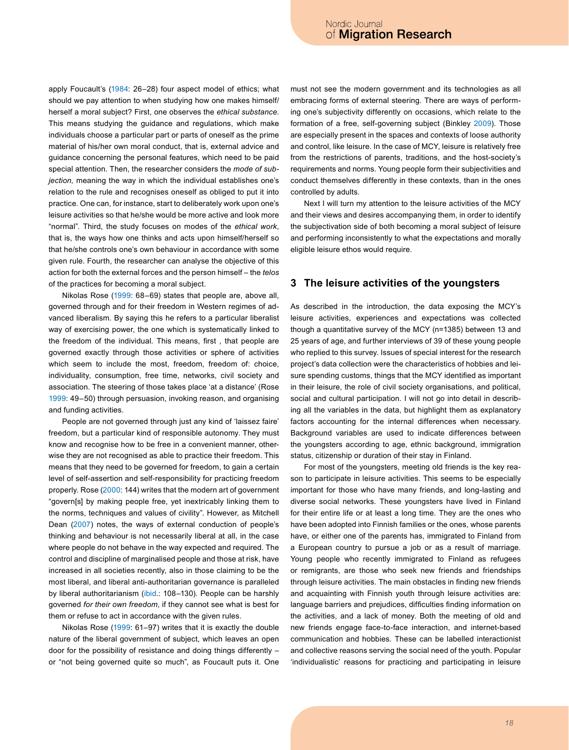apply Foucault's (1984: 26–28) four aspect model of ethics; what should we pay attention to when studying how one makes himself/herself a moral subject? First, one observes the *ethical substance*. This means studying the guidance and regulations, which make individuals choose a particular part or parts of oneself as the prime material of his/her own moral conduct, that is, external advice and guidance concerning the personal features, which need to be paid special attention. Then, the researcher considers the *mode of subjection,* meaning the way in which the individual establishes one's relation to the rule and recognises oneself as obliged to put it into practice. One can, for instance, start to deliberately work upon one's leisure activities so that he/she would be more active and look more "normal". Third, the study focuses on modes of the *ethical work*, that is, the ways how one thinks and acts upon himself/herself so that he/she controls one's own behaviour in accordance with some given rule. Fourth, the researcher can analyse the objective of this action for both the external forces and the person himself – the *telos* of the practices for becoming a moral subject.

Nikolas Rose (1999: 68–69) states that people are, above all, governed through and for their freedom in Western regimes of advanced liberalism. By saying this he refers to a particular liberalist way of exercising power, the one which is systematically linked to the freedom of the individual. This means, first , that people are governed exactly through those activities or sphere of activities which seem to include the most, freedom, freedom of: choice, individuality, consumption, free time, networks, civil society and association. The steering of those takes place 'at a distance' (Rose 1999: 49–50) through persuasion, invoking reason, and organising and funding activities.

People are not governed through just any kind of 'laissez faire' freedom, but a particular kind of responsible autonomy. They must know and recognise how to be free in a convenient manner, otherwise they are not recognised as able to practice their freedom. This means that they need to be governed for freedom, to gain a certain level of self-assertion and self-responsibility for practicing freedom properly. Rose (2000: 144) writes that the modern art of government "govern[s] by making people free, yet inextricably linking them to the norms, techniques and values of civility". However, as Mitchell Dean (2007) notes, the ways of external conduction of people's thinking and behaviour is not necessarily liberal at all, in the case where people do not behave in the way expected and required. The control and discipline of marginalised people and those at risk, have increased in all societies recently, also in those claiming to be the most liberal, and liberal anti-authoritarian governance is paralleled by liberal authoritarianism (ibid.: 108–130). People can be harshly governed *for their own freedom*, if they cannot see what is best for them or refuse to act in accordance with the given rules.

Nikolas Rose (1999: 61–97) writes that it is exactly the double nature of the liberal government of subject, which leaves an open door for the possibility of resistance and doing things differently – or "not being governed quite so much", as Foucault puts it. One must not see the modern government and its technologies as all embracing forms of external steering. There are ways of performing one's subjectivity differently on occasions, which relate to the formation of a free, self-governing subject (Binkley 2009). Those are especially present in the spaces and contexts of loose authority and control, like leisure. In the case of MCY, leisure is relatively free from the restrictions of parents, traditions, and the host-society's requirements and norms. Young people form their subjectivities and conduct themselves differently in these contexts, than in the ones controlled by adults.

Next I will turn my attention to the leisure activities of the MCY and their views and desires accompanying them, in order to identify the subjectivation side of both becoming a moral subject of leisure and performing inconsistently to what the expectations and morally eligible leisure ethos would require.

## 3 The leisure activities of the youngsters

As described in the introduction, the data exposing the MCY's leisure activities, experiences and expectations was collected though a quantitative survey of the MCY (n=1385) between 13 and 25 years of age, and further interviews of 39 of these young people who replied to this survey. Issues of special interest for the research project's data collection were the characteristics of hobbies and leisure spending customs, things that the MCY identified as important in their leisure, the role of civil society organisations, and political, social and cultural participation. I will not go into detail in describing all the variables in the data, but highlight them as explanatory factors accounting for the internal differences when necessary. Background variables are used to indicate differences between the youngsters according to age, ethnic background, immigration status, citizenship or duration of their stay in Finland.

For most of the youngsters, meeting old friends is the key reason to participate in leisure activities. This seems to be especially important for those who have many friends, and long-lasting and diverse social networks. These youngsters have lived in Finland for their entire life or at least a long time. They are the ones who have been adopted into Finnish families or the ones, whose parents have, or either one of the parents has, immigrated to Finland from a European country to pursue a job or as a result of marriage. Young people who recently immigrated to Finland as refugees or remigrants, are those who seek new friends and friendships through leisure activities. The main obstacles in finding new friends and acquainting with Finnish youth through leisure activities are: language barriers and prejudices, difficulties finding information on the activities, and a lack of money. Both the meeting of old and new friends engage face-to-face interaction, and internet-based communication and hobbies. These can be labelled interactionist and collective reasons serving the social need of the youth. Popular 'individualistic' reasons for practicing and participating in leisure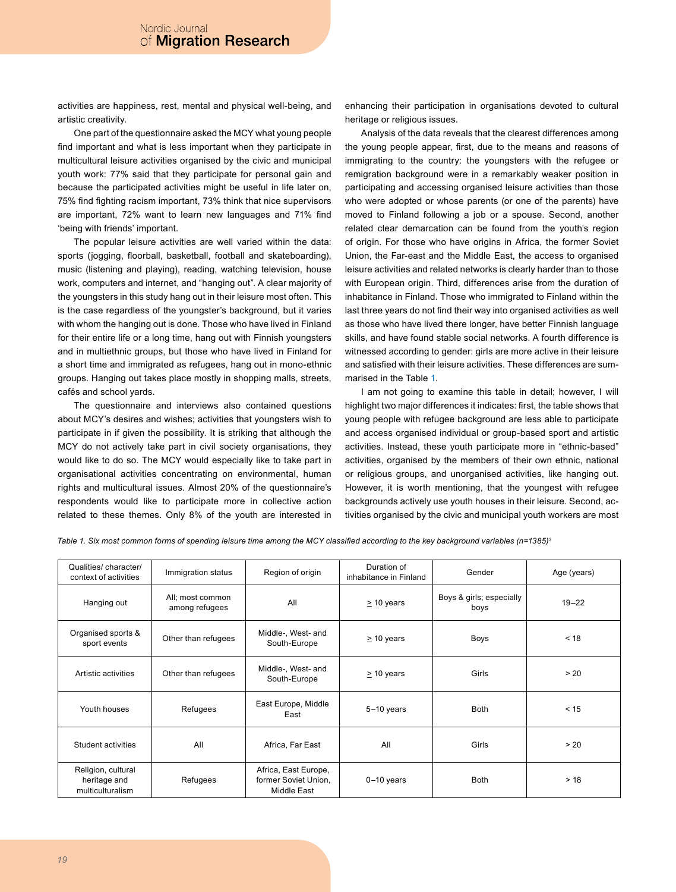activities are happiness, rest, mental and physical well-being, and artistic creativity.

One part of the questionnaire asked the MCY what young people find important and what is less important when they participate in multicultural leisure activities organised by the civic and municipal youth work: 77% said that they participate for personal gain and because the participated activities might be useful in life later on, 75% find fighting racism important, 73% think that nice supervisors are important, 72% want to learn new languages and 71% find 'being with friends' important.

The popular leisure activities are well varied within the data: sports (jogging, floorball, basketball, football and skateboarding), music (listening and playing), reading, watching television, house work, computers and internet, and "hanging out". A clear majority of the youngsters in this study hang out in their leisure most often. This is the case regardless of the youngster's background, but it varies with whom the hanging out is done. Those who have lived in Finland for their entire life or a long time, hang out with Finnish youngsters and in multiethnic groups, but those who have lived in Finland for a short time and immigrated as refugees, hang out in mono-ethnic groups. Hanging out takes place mostly in shopping malls, streets, cafés and school yards.

The questionnaire and interviews also contained questions about MCY's desires and wishes; activities that youngsters wish to participate in if given the possibility. It is striking that although the MCY do not actively take part in civil society organisations, they would like to do so. The MCY would especially like to take part in organisational activities concentrating on environmental, human rights and multicultural issues. Almost 20% of the questionnaire's respondents would like to participate more in collective action related to these themes. Only 8% of the youth are interested in enhancing their participation in organisations devoted to cultural heritage or religious issues.

Analysis of the data reveals that the clearest differences among the young people appear, first, due to the means and reasons of immigrating to the country: the youngsters with the refugee or remigration background were in a remarkably weaker position in participating and accessing organised leisure activities than those who were adopted or whose parents (or one of the parents) have moved to Finland following a job or a spouse. Second, another related clear demarcation can be found from the youth's region of origin. For those who have origins in Africa, the former Soviet Union, the Far-east and the Middle East, the access to organised leisure activities and related networks is clearly harder than to those with European origin. Third, differences arise from the duration of inhabitance in Finland. Those who immigrated to Finland within the last three years do not find their way into organised activities as well as those who have lived there longer, have better Finnish language skills, and have found stable social networks. A fourth difference is witnessed according to gender: girls are more active in their leisure and satisfied with their leisure activities. These differences are summarised in the Table 1.

I am not going to examine this table in detail; however, I will highlight two major differences it indicates: first, the table shows that young people with refugee background are less able to participate and access organised individual or group-based sport and artistic activities. Instead, these youth participate more in "ethnic-based" activities, organised by the members of their own ethnic, national or religious groups, and unorganised activities, like hanging out. However, it is worth mentioning, that the youngest with refugee backgrounds actively use youth houses in their leisure. Second, activities organised by the civic and municipal youth workers are most

*Table 1. Six most common forms of spending leisure time among the MCY classified according to the key background variables (n=1385)*[3]

| Qualities/ character/ context of activities | Immigration status | Region of origin | Duration of inhabitance in Finland | Gender | Age (years) |
|---|---|---|---|---|---|
| Hanging out | All; most common among refugees | All | ≥ 10 years | Boys & girls; especially boys | 19–22 |
| Organised sports & sport events | Other than refugees | Middle-, West- and South-Europe | ≥ 10 years | Boys | < 18 |
| Artistic activities | Other than refugees | Middle-, West- and South-Europe | ≥ 10 years | Girls | > 20 |
| Youth houses | Refugees | East Europe, Middle East | 5–10 years | Both | < 15 |
| Student activities | All | Africa, Far East | All | Girls | > 20 |
| Religion, cultural heritage and multiculturalism | Refugees | Africa, East Europe, former Soviet Union, Middle East | 0–10 years | Both | > 18 |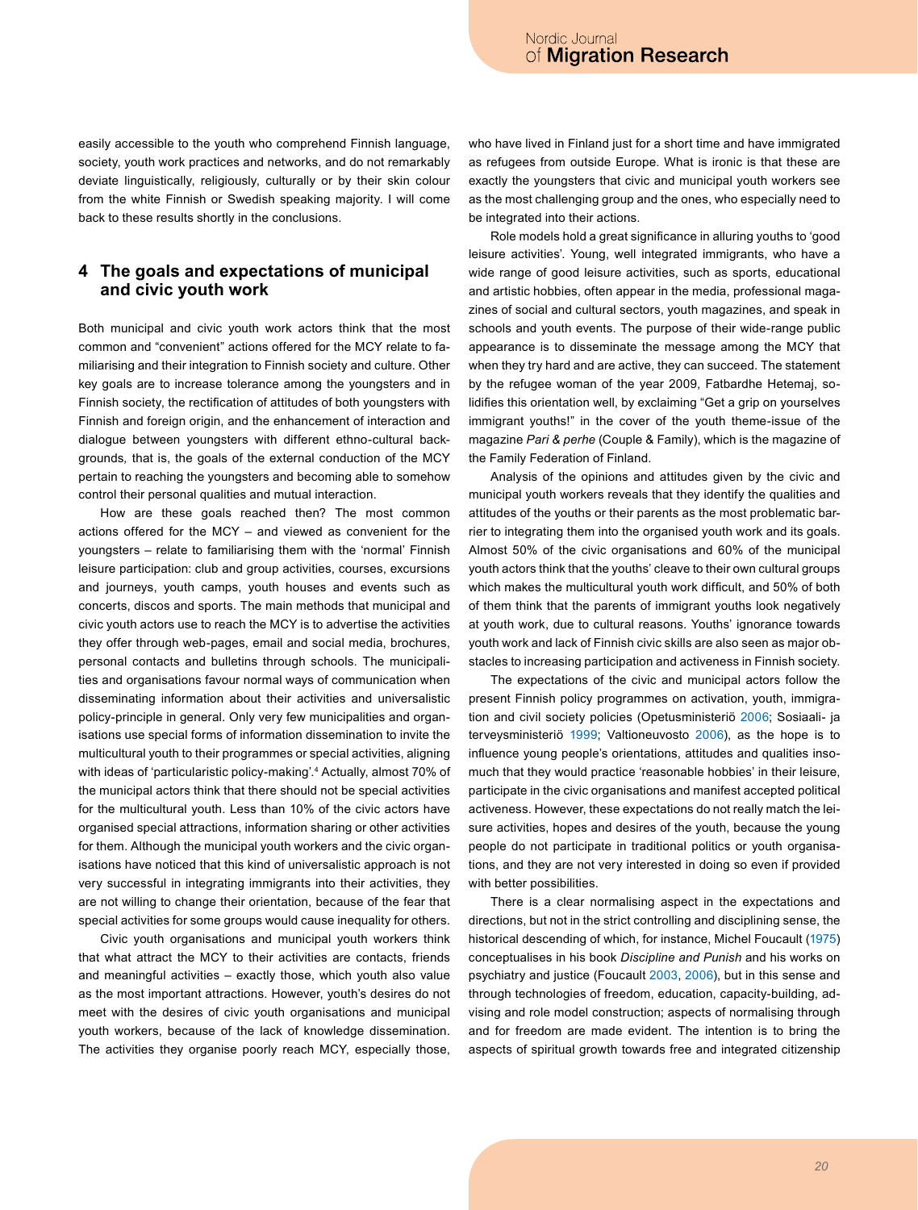easily accessible to the youth who comprehend Finnish language, society, youth work practices and networks, and do not remarkably deviate linguistically, religiously, culturally or by their skin colour from the white Finnish or Swedish speaking majority. I will come back to these results shortly in the conclusions.

## 4 The goals and expectations of municipal and civic youth work

Both municipal and civic youth work actors think that the most common and "convenient" actions offered for the MCY relate to familiarising and their integration to Finnish society and culture. Other key goals are to increase tolerance among the youngsters and in Finnish society, the rectification of attitudes of both youngsters with Finnish and foreign origin, and the enhancement of interaction and dialogue between youngsters with different ethno-cultural backgrounds, that is, the goals of the external conduction of the MCY pertain to reaching the youngsters and becoming able to somehow control their personal qualities and mutual interaction.

How are these goals reached then? The most common actions offered for the MCY – and viewed as convenient for the youngsters – relate to familiarising them with the 'normal' Finnish leisure participation: club and group activities, courses, excursions and journeys, youth camps, youth houses and events such as concerts, discos and sports. The main methods that municipal and civic youth actors use to reach the MCY is to advertise the activities they offer through web-pages, email and social media, brochures, personal contacts and bulletins through schools. The municipalities and organisations favour normal ways of communication when disseminating information about their activities and universalistic policy-principle in general. Only very few municipalities and organisations use special forms of information dissemination to invite the multicultural youth to their programmes or special activities, aligning with ideas of 'particularistic policy-making'.[4] Actually, almost 70% of the municipal actors think that there should not be special activities for the multicultural youth. Less than 10% of the civic actors have organised special attractions, information sharing or other activities for them. Although the municipal youth workers and the civic organisations have noticed that this kind of universalistic approach is not very successful in integrating immigrants into their activities, they are not willing to change their orientation, because of the fear that special activities for some groups would cause inequality for others.

Civic youth organisations and municipal youth workers think that what attract the MCY to their activities are contacts, friends and meaningful activities – exactly those, which youth also value as the most important attractions. However, youth's desires do not meet with the desires of civic youth organisations and municipal youth workers, because of the lack of knowledge dissemination. The activities they organise poorly reach MCY, especially those, who have lived in Finland just for a short time and have immigrated as refugees from outside Europe. What is ironic is that these are exactly the youngsters that civic and municipal youth workers see as the most challenging group and the ones, who especially need to be integrated into their actions.

Role models hold a great significance in alluring youths to 'good leisure activities'. Young, well integrated immigrants, who have a wide range of good leisure activities, such as sports, educational and artistic hobbies, often appear in the media, professional magazines of social and cultural sectors, youth magazines, and speak in schools and youth events. The purpose of their wide-range public appearance is to disseminate the message among the MCY that when they try hard and are active, they can succeed. The statement by the refugee woman of the year 2009, Fatbardhe Hetemaj, solidifies this orientation well, by exclaiming "Get a grip on yourselves immigrant youths!" in the cover of the youth theme-issue of the magazine *Pari & perhe* (Couple & Family), which is the magazine of the Family Federation of Finland.

Analysis of the opinions and attitudes given by the civic and municipal youth workers reveals that they identify the qualities and attitudes of the youths or their parents as the most problematic barrier to integrating them into the organised youth work and its goals. Almost 50% of the civic organisations and 60% of the municipal youth actors think that the youths' cleave to their own cultural groups which makes the multicultural youth work difficult, and 50% of both of them think that the parents of immigrant youths look negatively at youth work, due to cultural reasons. Youths' ignorance towards youth work and lack of Finnish civic skills are also seen as major obstacles to increasing participation and activeness in Finnish society.

The expectations of the civic and municipal actors follow the present Finnish policy programmes on activation, youth, immigration and civil society policies (Opetusministeriö 2006; Sosiaali- ja terveysministeriö 1999; Valtioneuvosto 2006), as the hope is to influence young people's orientations, attitudes and qualities insomuch that they would practice 'reasonable hobbies' in their leisure, participate in the civic organisations and manifest accepted political activeness. However, these expectations do not really match the leisure activities, hopes and desires of the youth, because the young people do not participate in traditional politics or youth organisations, and they are not very interested in doing so even if provided with better possibilities.

There is a clear normalising aspect in the expectations and directions, but not in the strict controlling and disciplining sense, the historical descending of which, for instance, Michel Foucault (1975) conceptualises in his book *Discipline and Punish* and his works on psychiatry and justice (Foucault 2003, 2006), but in this sense and through technologies of freedom, education, capacity-building, advising and role model construction; aspects of normalising through and for freedom are made evident. The intention is to bring the aspects of spiritual growth towards free and integrated citizenship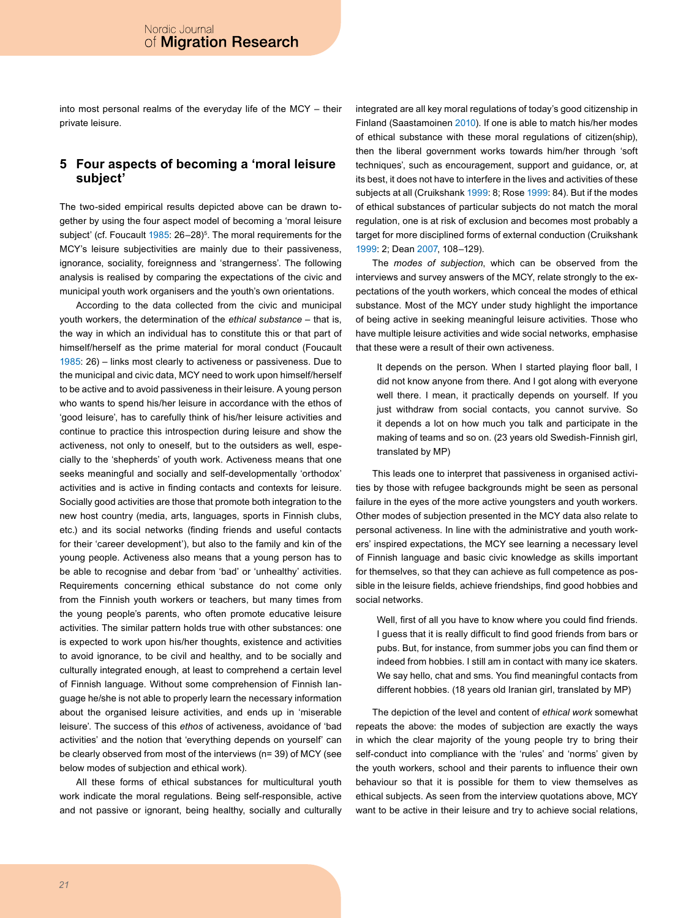into most personal realms of the everyday life of the MCY – their private leisure.

## 5 Four aspects of becoming a 'moral leisure subject'

The two-sided empirical results depicted above can be drawn together by using the four aspect model of becoming a 'moral leisure subject' (cf. Foucault 1985: 26–28)[5]. The moral requirements for the MCY's leisure subjectivities are mainly due to their passiveness, ignorance, sociality, foreignness and 'strangerness'. The following analysis is realised by comparing the expectations of the civic and municipal youth work organisers and the youth's own orientations.

According to the data collected from the civic and municipal youth workers, the determination of the *ethical substance* – that is, the way in which an individual has to constitute this or that part of himself/herself as the prime material for moral conduct (Foucault 1985: 26) – links most clearly to activeness or passiveness. Due to the municipal and civic data, MCY need to work upon himself/herself to be active and to avoid passiveness in their leisure. A young person who wants to spend his/her leisure in accordance with the ethos of 'good leisure', has to carefully think of his/her leisure activities and continue to practice this introspection during leisure and show the activeness, not only to oneself, but to the outsiders as well, especially to the 'shepherds' of youth work. Activeness means that one seeks meaningful and socially and self-developmentally 'orthodox' activities and is active in finding contacts and contexts for leisure. Socially good activities are those that promote both integration to the new host country (media, arts, languages, sports in Finnish clubs, etc.) and its social networks (finding friends and useful contacts for their 'career development'), but also to the family and kin of the young people. Activeness also means that a young person has to be able to recognise and debar from 'bad' or 'unhealthy' activities. Requirements concerning ethical substance do not come only from the Finnish youth workers or teachers, but many times from the young people's parents, who often promote educative leisure activities. The similar pattern holds true with other substances: one is expected to work upon his/her thoughts, existence and activities to avoid ignorance, to be civil and healthy, and to be socially and culturally integrated enough, at least to comprehend a certain level of Finnish language. Without some comprehension of Finnish language he/she is not able to properly learn the necessary information about the organised leisure activities, and ends up in 'miserable leisure'. The success of this *ethos* of activeness, avoidance of 'bad activities' and the notion that 'everything depends on yourself' can be clearly observed from most of the interviews (n= 39) of MCY (see below modes of subjection and ethical work).

All these forms of ethical substances for multicultural youth work indicate the moral regulations. Being self-responsible, active and not passive or ignorant, being healthy, socially and culturally integrated are all key moral regulations of today's good citizenship in Finland (Saastamoinen 2010). If one is able to match his/her modes of ethical substance with these moral regulations of citizen(ship), then the liberal government works towards him/her through 'soft techniques', such as encouragement, support and guidance, or, at its best, it does not have to interfere in the lives and activities of these subjects at all (Cruikshank 1999: 8; Rose 1999: 84). But if the modes of ethical substances of particular subjects do not match the moral regulation, one is at risk of exclusion and becomes most probably a target for more disciplined forms of external conduction (Cruikshank 1999: 2; Dean 2007, 108–129).

The *modes of subjection*, which can be observed from the interviews and survey answers of the MCY, relate strongly to the expectations of the youth workers, which conceal the modes of ethical substance. Most of the MCY under study highlight the importance of being active in seeking meaningful leisure activities. Those who have multiple leisure activities and wide social networks, emphasise that these were a result of their own activeness.

> It depends on the person. When I started playing floor ball, I did not know anyone from there. And I got along with everyone well there. I mean, it practically depends on yourself. If you just withdraw from social contacts, you cannot survive. So it depends a lot on how much you talk and participate in the making of teams and so on. (23 years old Swedish-Finnish girl, translated by MP)

This leads one to interpret that passiveness in organised activities by those with refugee backgrounds might be seen as personal failure in the eyes of the more active youngsters and youth workers. Other modes of subjection presented in the MCY data also relate to personal activeness. In line with the administrative and youth workers' inspired expectations, the MCY see learning a necessary level of Finnish language and basic civic knowledge as skills important for themselves, so that they can achieve as full competence as possible in the leisure fields, achieve friendships, find good hobbies and social networks.

> Well, first of all you have to know where you could find friends. I guess that it is really difficult to find good friends from bars or pubs. But, for instance, from summer jobs you can find them or indeed from hobbies. I still am in contact with many ice skaters. We say hello, chat and sms. You find meaningful contacts from different hobbies. (18 years old Iranian girl, translated by MP)

The depiction of the level and content of *ethical work* somewhat repeats the above: the modes of subjection are exactly the ways in which the clear majority of the young people try to bring their self-conduct into compliance with the 'rules' and 'norms' given by the youth workers, school and their parents to influence their own behaviour so that it is possible for them to view themselves as ethical subjects. As seen from the interview quotations above, MCY want to be active in their leisure and try to achieve social relations,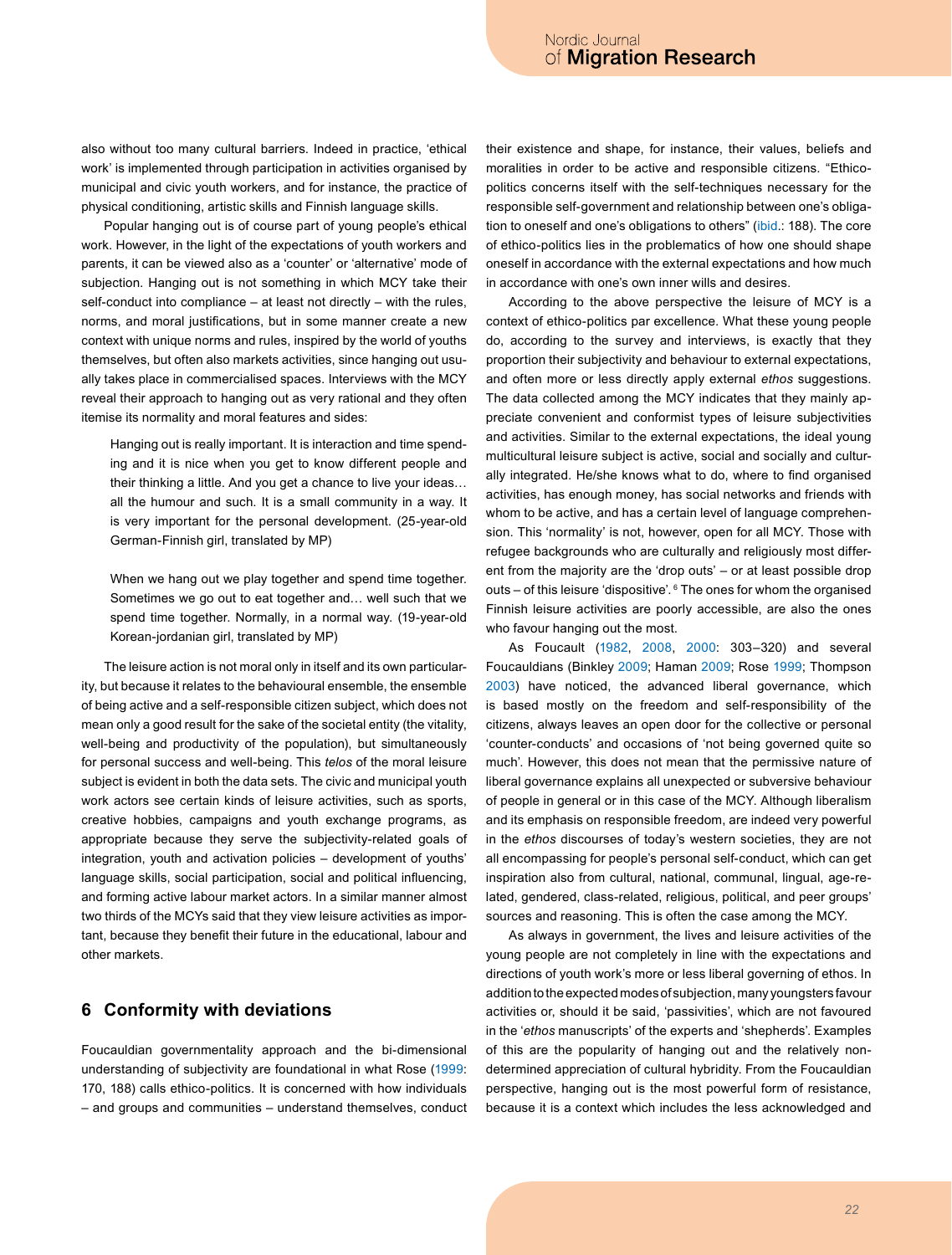also without too many cultural barriers. Indeed in practice, 'ethical work' is implemented through participation in activities organised by municipal and civic youth workers, and for instance, the practice of physical conditioning, artistic skills and Finnish language skills.

Popular hanging out is of course part of young people's ethical work. However, in the light of the expectations of youth workers and parents, it can be viewed also as a 'counter' or 'alternative' mode of subjection. Hanging out is not something in which MCY take their self-conduct into compliance – at least not directly – with the rules, norms, and moral justifications, but in some manner create a new context with unique norms and rules, inspired by the world of youths themselves, but often also markets activities, since hanging out usually takes place in commercialised spaces. Interviews with the MCY reveal their approach to hanging out as very rational and they often itemise its normality and moral features and sides:

> Hanging out is really important. It is interaction and time spending and it is nice when you get to know different people and their thinking a little. And you get a chance to live your ideas… all the humour and such. It is a small community in a way. It is very important for the personal development. (25-year-old German-Finnish girl, translated by MP)

> When we hang out we play together and spend time together. Sometimes we go out to eat together and… well such that we spend time together. Normally, in a normal way. (19-year-old Korean-jordanian girl, translated by MP)

The leisure action is not moral only in itself and its own particularity, but because it relates to the behavioural ensemble, the ensemble of being active and a self-responsible citizen subject, which does not mean only a good result for the sake of the societal entity (the vitality, well-being and productivity of the population), but simultaneously for personal success and well-being. This *telos* of the moral leisure subject is evident in both the data sets. The civic and municipal youth work actors see certain kinds of leisure activities, such as sports, creative hobbies, campaigns and youth exchange programs, as appropriate because they serve the subjectivity-related goals of integration, youth and activation policies – development of youths' language skills, social participation, social and political influencing, and forming active labour market actors. In a similar manner almost two thirds of the MCYs said that they view leisure activities as important, because they benefit their future in the educational, labour and other markets.

## 6 Conformity with deviations

Foucauldian governmentality approach and the bi-dimensional understanding of subjectivity are foundational in what Rose (1999: 170, 188) calls ethico-politics. It is concerned with how individuals – and groups and communities – understand themselves, conduct their existence and shape, for instance, their values, beliefs and moralities in order to be active and responsible citizens. "Ethico-politics concerns itself with the self-techniques necessary for the responsible self-government and relationship between one's obligation to oneself and one's obligations to others" (ibid.: 188). The core of ethico-politics lies in the problematics of how one should shape oneself in accordance with the external expectations and how much in accordance with one's own inner wills and desires.

According to the above perspective the leisure of MCY is a context of ethico-politics par excellence. What these young people do, according to the survey and interviews, is exactly that they proportion their subjectivity and behaviour to external expectations, and often more or less directly apply external *ethos* suggestions. The data collected among the MCY indicates that they mainly appreciate convenient and conformist types of leisure subjectivities and activities. Similar to the external expectations, the ideal young multicultural leisure subject is active, social and socially and culturally integrated. He/she knows what to do, where to find organised activities, has enough money, has social networks and friends with whom to be active, and has a certain level of language comprehension. This 'normality' is not, however, open for all MCY. Those with refugee backgrounds who are culturally and religiously most different from the majority are the 'drop outs' – or at least possible drop outs – of this leisure 'dispositive'.[6] The ones for whom the organised Finnish leisure activities are poorly accessible, are also the ones who favour hanging out the most.

As Foucault (1982, 2008, 2000: 303–320) and several Foucauldians (Binkley 2009; Haman 2009; Rose 1999; Thompson 2003) have noticed, the advanced liberal governance, which is based mostly on the freedom and self-responsibility of the citizens, always leaves an open door for the collective or personal 'counter-conducts' and occasions of 'not being governed quite so much'. However, this does not mean that the permissive nature of liberal governance explains all unexpected or subversive behaviour of people in general or in this case of the MCY. Although liberalism and its emphasis on responsible freedom, are indeed very powerful in the *ethos* discourses of today's western societies, they are not all encompassing for people's personal self-conduct, which can get inspiration also from cultural, national, communal, lingual, age-related, gendered, class-related, religious, political, and peer groups' sources and reasoning. This is often the case among the MCY.

As always in government, the lives and leisure activities of the young people are not completely in line with the expectations and directions of youth work's more or less liberal governing of ethos. In addition to the expected modes of subjection, many youngsters favour activities or, should it be said, 'passivities', which are not favoured in the '*ethos* manuscripts' of the experts and 'shepherds'. Examples of this are the popularity of hanging out and the relatively non-determined appreciation of cultural hybridity. From the Foucauldian perspective, hanging out is the most powerful form of resistance, because it is a context which includes the less acknowledged and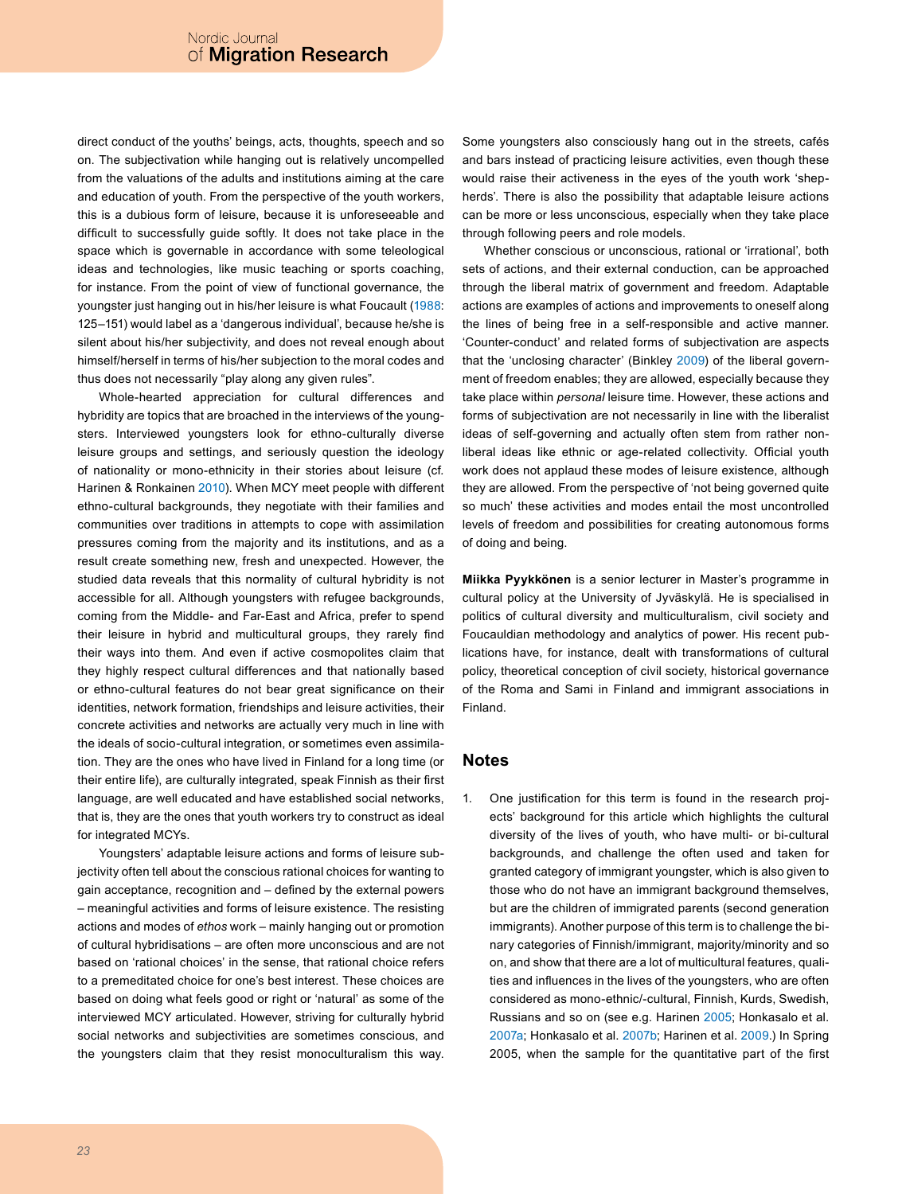direct conduct of the youths' beings, acts, thoughts, speech and so on. The subjectivation while hanging out is relatively uncompelled from the valuations of the adults and institutions aiming at the care and education of youth. From the perspective of the youth workers, this is a dubious form of leisure, because it is unforeseeable and difficult to successfully guide softly. It does not take place in the space which is governable in accordance with some teleological ideas and technologies, like music teaching or sports coaching, for instance. From the point of view of functional governance, the youngster just hanging out in his/her leisure is what Foucault (1988: 125–151) would label as a 'dangerous individual', because he/she is silent about his/her subjectivity, and does not reveal enough about himself/herself in terms of his/her subjection to the moral codes and thus does not necessarily "play along any given rules".

Whole-hearted appreciation for cultural differences and hybridity are topics that are broached in the interviews of the youngsters. Interviewed youngsters look for ethno-culturally diverse leisure groups and settings, and seriously question the ideology of nationality or mono-ethnicity in their stories about leisure (cf. Harinen & Ronkainen 2010). When MCY meet people with different ethno-cultural backgrounds, they negotiate with their families and communities over traditions in attempts to cope with assimilation pressures coming from the majority and its institutions, and as a result create something new, fresh and unexpected. However, the studied data reveals that this normality of cultural hybridity is not accessible for all. Although youngsters with refugee backgrounds, coming from the Middle- and Far-East and Africa, prefer to spend their leisure in hybrid and multicultural groups, they rarely find their ways into them. And even if active cosmopolites claim that they highly respect cultural differences and that nationally based or ethno-cultural features do not bear great significance on their identities, network formation, friendships and leisure activities, their concrete activities and networks are actually very much in line with the ideals of socio-cultural integration, or sometimes even assimilation. They are the ones who have lived in Finland for a long time (or their entire life), are culturally integrated, speak Finnish as their first language, are well educated and have established social networks, that is, they are the ones that youth workers try to construct as ideal for integrated MCYs.

Youngsters' adaptable leisure actions and forms of leisure subjectivity often tell about the conscious rational choices for wanting to gain acceptance, recognition and – defined by the external powers – meaningful activities and forms of leisure existence. The resisting actions and modes of *ethos* work – mainly hanging out or promotion of cultural hybridisations – are often more unconscious and are not based on 'rational choices' in the sense, that rational choice refers to a premeditated choice for one's best interest. These choices are based on doing what feels good or right or 'natural' as some of the interviewed MCY articulated. However, striving for culturally hybrid social networks and subjectivities are sometimes conscious, and the youngsters claim that they resist monoculturalism this way. Some youngsters also consciously hang out in the streets, cafés and bars instead of practicing leisure activities, even though these would raise their activeness in the eyes of the youth work 'shepherds'. There is also the possibility that adaptable leisure actions can be more or less unconscious, especially when they take place through following peers and role models.

Whether conscious or unconscious, rational or 'irrational', both sets of actions, and their external conduction, can be approached through the liberal matrix of government and freedom. Adaptable actions are examples of actions and improvements to oneself along the lines of being free in a self-responsible and active manner. 'Counter-conduct' and related forms of subjectivation are aspects that the 'unclosing character' (Binkley 2009) of the liberal government of freedom enables; they are allowed, especially because they take place within *personal* leisure time. However, these actions and forms of subjectivation are not necessarily in line with the liberalist ideas of self-governing and actually often stem from rather non-liberal ideas like ethnic or age-related collectivity. Official youth work does not applaud these modes of leisure existence, although they are allowed. From the perspective of 'not being governed quite so much' these activities and modes entail the most uncontrolled levels of freedom and possibilities for creating autonomous forms of doing and being.

**Miikka Pyykkönen** is a senior lecturer in Master's programme in cultural policy at the University of Jyväskylä. He is specialised in politics of cultural diversity and multiculturalism, civil society and Foucauldian methodology and analytics of power. His recent publications have, for instance, dealt with transformations of cultural policy, theoretical conception of civil society, historical governance of the Roma and Sami in Finland and immigrant associations in Finland.

## Notes

1. One justification for this term is found in the research projects' background for this article which highlights the cultural diversity of the lives of youth, who have multi- or bi-cultural backgrounds, and challenge the often used and taken for granted category of immigrant youngster, which is also given to those who do not have an immigrant background themselves, but are the children of immigrated parents (second generation immigrants). Another purpose of this term is to challenge the binary categories of Finnish/immigrant, majority/minority and so on, and show that there are a lot of multicultural features, qualities and influences in the lives of the youngsters, who are often considered as mono-ethnic/-cultural, Finnish, Kurds, Swedish, Russians and so on (see e.g. Harinen 2005; Honkasalo et al. 2007a; Honkasalo et al. 2007b; Harinen et al. 2009.) In Spring 2005, when the sample for the quantitative part of the first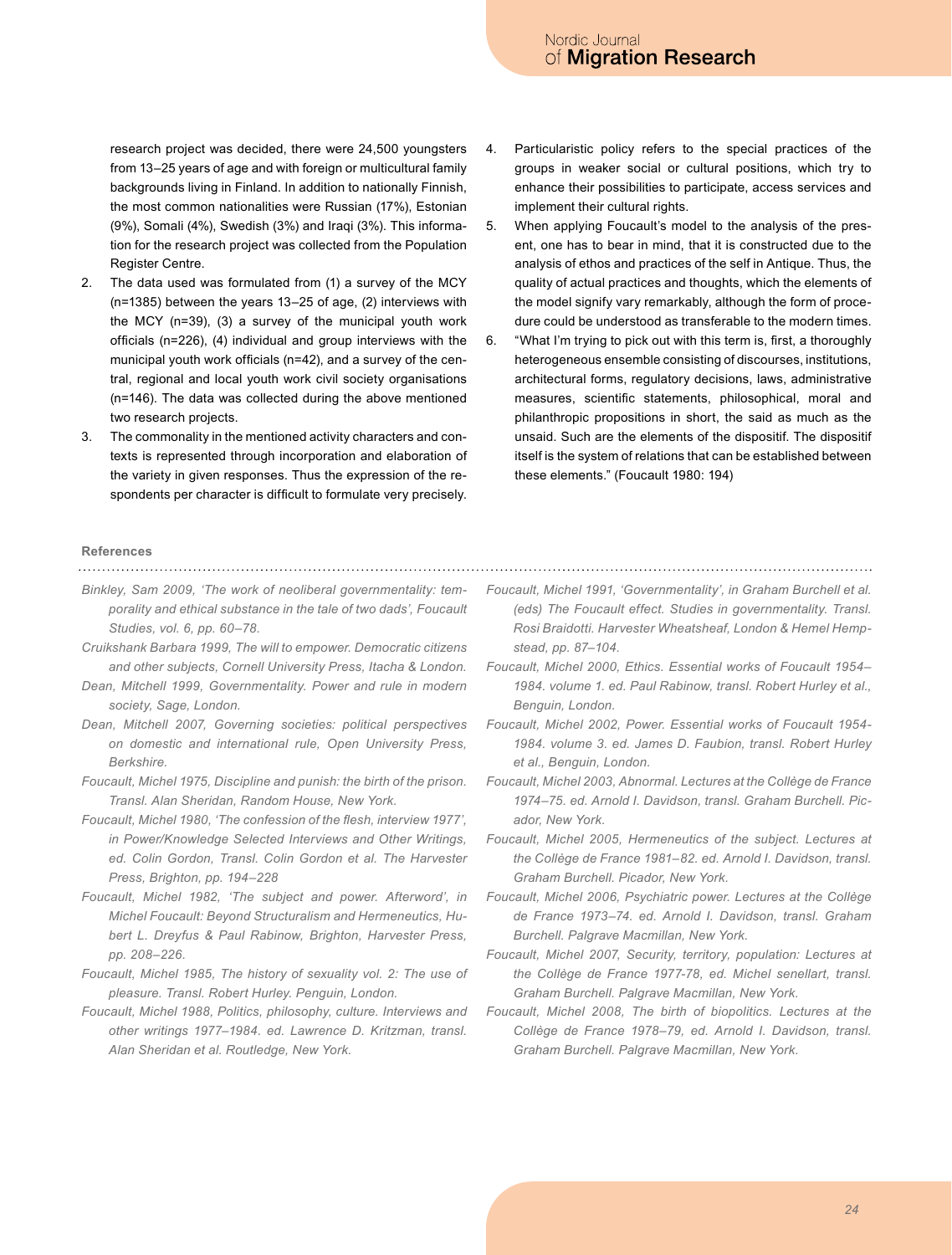research project was decided, there were 24,500 youngsters from 13–25 years of age and with foreign or multicultural family backgrounds living in Finland. In addition to nationally Finnish, the most common nationalities were Russian (17%), Estonian (9%), Somali (4%), Swedish (3%) and Iraqi (3%). This information for the research project was collected from the Population Register Centre.

2. The data used was formulated from (1) a survey of the MCY (n=1385) between the years 13–25 of age, (2) interviews with the MCY (n=39), (3) a survey of the municipal youth work officials (n=226), (4) individual and group interviews with the municipal youth work officials (n=42), and a survey of the central, regional and local youth work civil society organisations (n=146). The data was collected during the above mentioned two research projects.
3. The commonality in the mentioned activity characters and contexts is represented through incorporation and elaboration of the variety in given responses. Thus the expression of the respondents per character is difficult to formulate very precisely.
4. Particularistic policy refers to the special practices of the groups in weaker social or cultural positions, which try to enhance their possibilities to participate, access services and implement their cultural rights.
5. When applying Foucault's model to the analysis of the present, one has to bear in mind, that it is constructed due to the analysis of ethos and practices of the self in Antique. Thus, the quality of actual practices and thoughts, which the elements of the model signify vary remarkably, although the form of procedure could be understood as transferable to the modern times.
6. "What I'm trying to pick out with this term is, first, a thoroughly heterogeneous ensemble consisting of discourses, institutions, architectural forms, regulatory decisions, laws, administrative measures, scientific statements, philosophical, moral and philanthropic propositions in short, the said as much as the unsaid. Such are the elements of the dispositif. The dispositif itself is the system of relations that can be established between these elements." (Foucault 1980: 194)

## References

*Binkley, Sam 2009, 'The work of neoliberal governmentality: temporality and ethical substance in the tale of two dads', Foucault Studies, vol. 6, pp. 60–78.*

*Cruikshank Barbara 1999, The will to empower. Democratic citizens and other subjects, Cornell University Press, Itacha & London.*

*Dean, Mitchell 1999, Governmentality. Power and rule in modern society, Sage, London.*

*Dean, Mitchell 2007, Governing societies: political perspectives on domestic and international rule, Open University Press, Berkshire.*

*Foucault, Michel 1975, Discipline and punish: the birth of the prison. Transl. Alan Sheridan, Random House, New York.*

*Foucault, Michel 1980, 'The confession of the flesh, interview 1977', in Power/Knowledge Selected Interviews and Other Writings, ed. Colin Gordon, Transl. Colin Gordon et al. The Harvester Press, Brighton, pp. 194–228*

*Foucault, Michel 1982, 'The subject and power. Afterword', in Michel Foucault: Beyond Structuralism and Hermeneutics, Hubert L. Dreyfus & Paul Rabinow, Brighton, Harvester Press, pp. 208–226.*

*Foucault, Michel 1985, The history of sexuality vol. 2: The use of pleasure. Transl. Robert Hurley. Penguin, London.*

*Foucault, Michel 1988, Politics, philosophy, culture. Interviews and other writings 1977–1984. ed. Lawrence D. Kritzman, transl. Alan Sheridan et al. Routledge, New York.*

*Foucault, Michel 1991, 'Governmentality', in Graham Burchell et al. (eds) The Foucault effect. Studies in governmentality. Transl. Rosi Braidotti. Harvester Wheatsheaf, London & Hemel Hempstead, pp. 87–104.*

*Foucault, Michel 2000, Ethics. Essential works of Foucault 1954–1984. volume 1. ed. Paul Rabinow, transl. Robert Hurley et al., Benguin, London.*

*Foucault, Michel 2002, Power. Essential works of Foucault 1954-1984. volume 3. ed. James D. Faubion, transl. Robert Hurley et al., Benguin, London.*

*Foucault, Michel 2003, Abnormal. Lectures at the Collège de France 1974–75. ed. Arnold I. Davidson, transl. Graham Burchell. Picador, New York.*

*Foucault, Michel 2005, Hermeneutics of the subject. Lectures at the Collège de France 1981–82. ed. Arnold I. Davidson, transl. Graham Burchell. Picador, New York.*

*Foucault, Michel 2006, Psychiatric power. Lectures at the Collège de France 1973–74. ed. Arnold I. Davidson, transl. Graham Burchell. Palgrave Macmillan, New York.*

*Foucault, Michel 2007, Security, territory, population: Lectures at the Collège de France 1977-78, ed. Michel senellart, transl. Graham Burchell. Palgrave Macmillan, New York.*

*Foucault, Michel 2008, The birth of biopolitics. Lectures at the Collège de France 1978–79, ed. Arnold I. Davidson, transl. Graham Burchell. Palgrave Macmillan, New York.*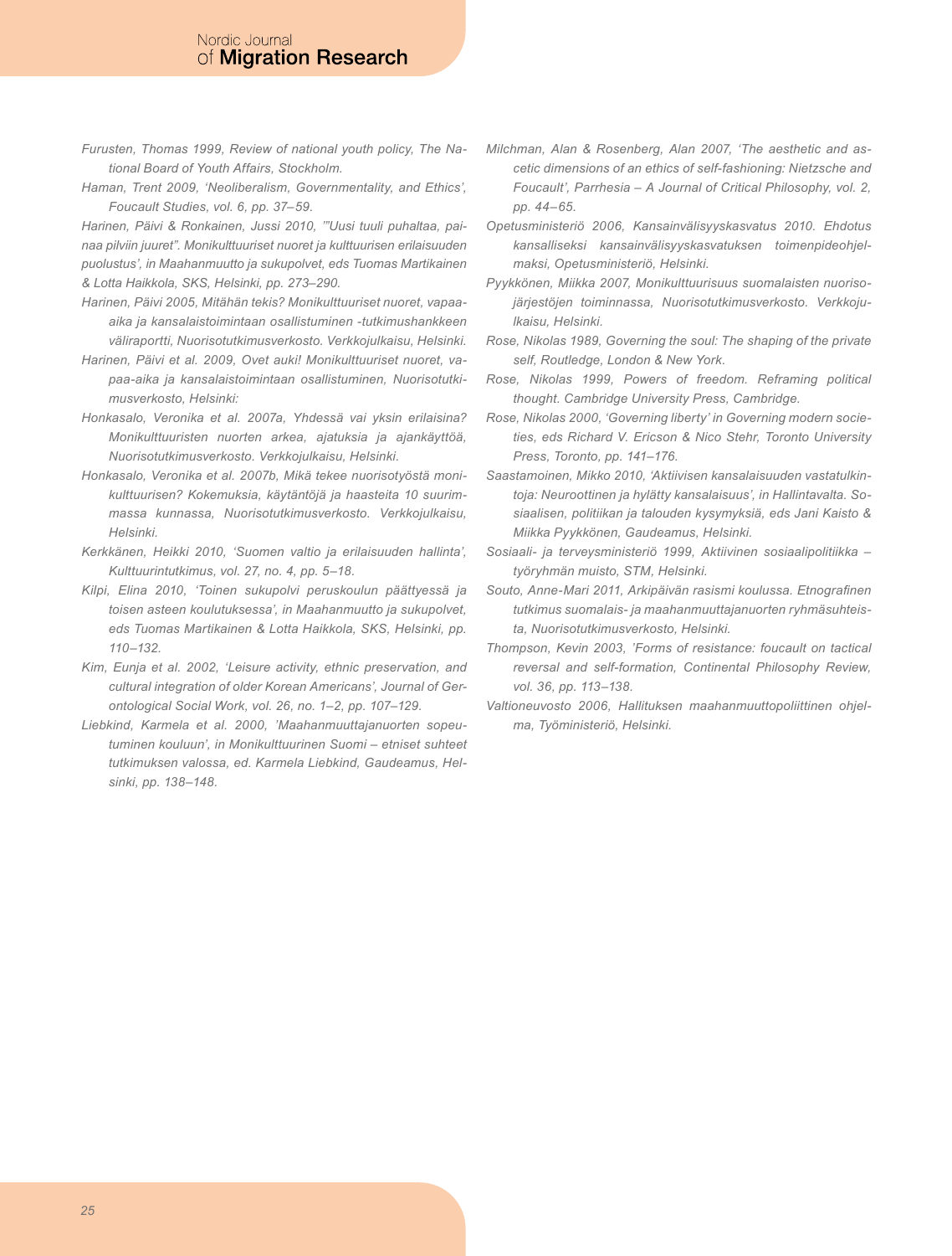*Furusten, Thomas 1999, Review of national youth policy, The National Board of Youth Affairs, Stockholm.*

*Haman, Trent 2009, 'Neoliberalism, Governmentality, and Ethics', Foucault Studies, vol. 6, pp. 37–59.*

*Harinen, Päivi & Ronkainen, Jussi 2010, '"Uusi tuuli puhaltaa, painaa pilviin juuret". Monikulttuuriset nuoret ja kulttuurisen erilaisuuden puolustus', in Maahanmuutto ja sukupolvet, eds Tuomas Martikainen & Lotta Haikkola, SKS, Helsinki, pp. 273–290.*

*Harinen, Päivi 2005, Mitähän tekis? Monikulttuuriset nuoret, vapaa-aika ja kansalaistoimintaan osallistuminen -tutkimushankkeen väliraportti, Nuorisotutkimusverkosto. Verkkojulkaisu, Helsinki.*

*Harinen, Päivi et al. 2009, Ovet auki! Monikulttuuriset nuoret, vapaa-aika ja kansalaistoimintaan osallistuminen, Nuorisotutkimusverkosto, Helsinki:*

*Honkasalo, Veronika et al. 2007a, Yhdessä vai yksin erilaisina? Monikulttuuristen nuorten arkea, ajatuksia ja ajankäyttöä, Nuorisotutkimusverkosto. Verkkojulkaisu, Helsinki.*

*Honkasalo, Veronika et al. 2007b, Mikä tekee nuorisotyöstä monikulttuurisen? Kokemuksia, käytäntöjä ja haasteita 10 suurimmassa kunnassa, Nuorisotutkimusverkosto. Verkkojulkaisu, Helsinki.*

*Kerkkänen, Heikki 2010, 'Suomen valtio ja erilaisuuden hallinta', Kulttuurintutkimus, vol. 27, no. 4, pp. 5–18.*

*Kilpi, Elina 2010, 'Toinen sukupolvi peruskoulun päättyessä ja toisen asteen koulutuksessa', in Maahanmuutto ja sukupolvet, eds Tuomas Martikainen & Lotta Haikkola, SKS, Helsinki, pp. 110–132.*

*Kim, Eunja et al. 2002, 'Leisure activity, ethnic preservation, and cultural integration of older Korean Americans', Journal of Gerontological Social Work, vol. 26, no. 1–2, pp. 107–129.*

*Liebkind, Karmela et al. 2000, 'Maahanmuuttajanuorten sopeutuminen kouluun', in Monikulttuurinen Suomi – etniset suhteet tutkimuksen valossa, ed. Karmela Liebkind, Gaudeamus, Helsinki, pp. 138–148.*

*Milchman, Alan & Rosenberg, Alan 2007, 'The aesthetic and ascetic dimensions of an ethics of self-fashioning: Nietzsche and Foucault', Parrhesia – A Journal of Critical Philosophy, vol. 2, pp. 44–65.*

*Opetusministeriö 2006, Kansainvälisyyskasvatus 2010. Ehdotus kansalliseksi kansainvälisyyskasvatuksen toimenpideohjelmaksi, Opetusministeriö, Helsinki.*

*Pyykkönen, Miikka 2007, Monikulttuurisuus suomalaisten nuorisojärjestöjen toiminnassa, Nuorisotutkimusverkosto. Verkkojulkaisu, Helsinki.*

*Rose, Nikolas 1989, Governing the soul: The shaping of the private self, Routledge, London & New York.*

*Rose, Nikolas 1999, Powers of freedom. Reframing political thought. Cambridge University Press, Cambridge.*

*Rose, Nikolas 2000, 'Governing liberty' in Governing modern societies, eds Richard V. Ericson & Nico Stehr, Toronto University Press, Toronto, pp. 141–176.*

*Saastamoinen, Mikko 2010, 'Aktiivisen kansalaisuuden vastatulkintoja: Neuroottinen ja hylätty kansalaisuus', in Hallintavalta. Sosiaalisen, politiikan ja talouden kysymyksiä, eds Jani Kaisto & Miikka Pyykkönen, Gaudeamus, Helsinki.*

*Sosiaali- ja terveysministeriö 1999, Aktiivinen sosiaalipolitiikka – työryhmän muisto, STM, Helsinki.*

*Souto, Anne-Mari 2011, Arkipäivän rasismi koulussa. Etnografinen tutkimus suomalais- ja maahanmuuttajanuorten ryhmäsuhteista, Nuorisotutkimusverkosto, Helsinki.*

*Thompson, Kevin 2003, 'Forms of resistance: foucault on tactical reversal and self-formation, Continental Philosophy Review, vol. 36, pp. 113–138.*

*Valtioneuvosto 2006, Hallituksen maahanmuuttopoliittinen ohjelma, Työministeriö, Helsinki.*